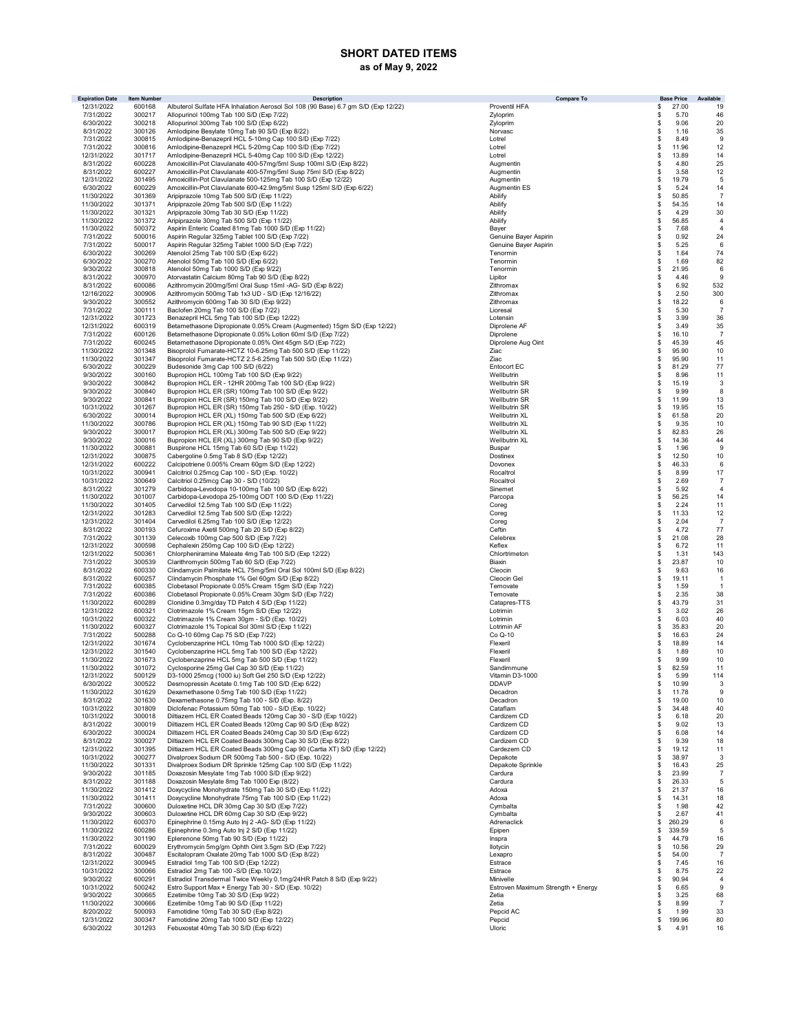# SHORT DATED ITEMS

**as of May 9, 2022**

| Expiration Date | Item Number | Description | Compare To | Base Price | Available |
|---|---|---|---|---|---|
| 12/31/2022 | 600168 | Albuterol Sulfate HFA Inhalation Aerosol Sol 108 (90 Base) 6.7 gm S/D (Exp 12/22) | Proventil HFA | $ 27.00 | 19 |
| 7/31/2022 | 300217 | Allopurinol 100mg Tab 100 S/D (Exp 7/22) | Zyloprim | $ 5.70 | 46 |
| 6/30/2022 | 300218 | Allopurinol 300mg Tab 100 S/D (Exp 6/22) | Zyloprim | $ 9.06 | 20 |
| 8/31/2022 | 300126 | Amlodipine Besylate 10mg Tab 90 S/D (Exp 8/22) | Norvasc | $ 1.16 | 35 |
| 7/31/2022 | 300815 | Amlodipine-Benazepril HCL 5-10mg Cap 100 S/D (Exp 7/22) | Lotrel | $ 8.49 | 9 |
| 7/31/2022 | 300816 | Amlodipine-Benazepril HCL 5-20mg Cap 100 S/D (Exp 7/22) | Lotrel | $ 11.96 | 12 |
| 12/31/2022 | 301717 | Amlodipine-Benazepril HCL 5-40mg Cap 100 S/D (Exp 12/22) | Lotrel | $ 13.89 | 14 |
| 8/31/2022 | 600228 | Amoxicillin-Pot Clavulanate 400-57mg/5ml Susp 100ml S/D (Exp 8/22) | Augmentin | $ 4.80 | 25 |
| 8/31/2022 | 600227 | Amoxicillin-Pot Clavulanate 400-57mg/5ml Susp 75ml S/D (Exp 8/22) | Augmentin | $ 3.58 | 12 |
| 12/31/2022 | 301495 | Amoxicillin-Pot Clavulanate 500-125mg Tab 100 S/D (Exp 12/22) | Augmentin | $ 19.79 | 5 |
| 6/30/2022 | 600229 | Amoxicillin-Pot Clavulanate 600-42.9mg/5ml Susp 125ml S/D (Exp 6/22) | Augmentin ES | $ 5.24 | 14 |
| 11/30/2022 | 301369 | Aripiprazole 10mg Tab 500 S/D (Exp 11/22) | Abilify | $ 50.85 | 7 |
| 11/30/2022 | 301371 | Aripiprazole 20mg Tab 500 S/D (Exp 11/22) | Abilify | $ 54.35 | 14 |
| 11/30/2022 | 301321 | Aripiprazole 30mg Tab 30 S/D (Exp 11/22) | Abilify | $ 4.29 | 30 |
| 11/30/2022 | 301372 | Aripiprazole 30mg Tab 500 S/D (Exp 11/22) | Abilify | $ 56.85 | 4 |
| 11/30/2022 | 500372 | Aspirin Enteric Coated 81mg Tab 1000 S/D (Exp 11/22) | Bayer | $ 7.68 | 4 |
| 7/31/2022 | 500016 | Aspirin Regular 325mg Tablet 100 S/D (Exp 7/22) | Genuine Bayer Aspirin | $ 0.92 | 24 |
| 7/31/2022 | 500017 | Aspirin Regular 325mg Tablet 1000 S/D (Exp 7/22) | Genuine Bayer Aspirin | $ 5.25 | 6 |
| 6/30/2022 | 300269 | Atenolol 25mg Tab 100 S/D (Exp 6/22) | Tenormin | $ 1.64 | 74 |
| 6/30/2022 | 300270 | Atenolol 50mg Tab 100 S/D (Exp 6/22) | Tenormin | $ 1.69 | 82 |
| 9/30/2022 | 300818 | Atenolol 50mg Tab 1000 S/D (Exp 9/22) | Tenormin | $ 21.95 | 6 |
| 8/31/2022 | 300970 | Atorvastatin Calcium 80mg Tab 90 S/D (Exp 8/22) | Lipitor | $ 4.46 | 9 |
| 8/31/2022 | 600086 | Azithromycin 200mg/5ml Oral Susp 15ml -AG- S/D (Exp 8/22) | Zithromax | $ 6.92 | 532 |
| 12/16/2022 | 300906 | Azithromycin 500mg Tab 1x3 UD - S/D (Exp 12/16/22) | Zithromax | $ 2.50 | 300 |
| 9/30/2022 | 300552 | Azithromycin 600mg Tab 30 S/D (Exp 9/22) | Zithromax | $ 18.22 | 6 |
| 7/31/2022 | 300111 | Baclofen 20mg Tab 100 S/D (Exp 7/22) | Lioresal | $ 5.30 | 7 |
| 12/31/2022 | 301723 | Benazepril HCL 5mg Tab 100 S/D (Exp 12/22) | Lotensin | $ 3.99 | 36 |
| 12/31/2022 | 600319 | Betamethasone Dipropionate 0.05% Cream (Augmented) 15gm S/D (Exp 12/22) | Diprolene AF | $ 3.49 | 35 |
| 7/31/2022 | 600126 | Betamethasone Dipropionate 0.05% Lotion 60ml S/D (Exp 7/22) | Diprolene | $ 16.10 | 7 |
| 7/31/2022 | 600245 | Betamethasone Dipropionate 0.05% Oint 45gm S/D (Exp 7/22) | Diprolene Aug Oint | $ 45.39 | 45 |
| 11/30/2022 | 301348 | Bisoprolol Fumarate-HCTZ 10-6.25mg Tab 500 S/D (Exp 11/22) | Ziac | $ 95.90 | 10 |
| 11/30/2022 | 301347 | Bisoprolol Fumarate-HCTZ 2.5-6.25mg Tab 500 S/D (Exp 11/22) | Ziac | $ 95.90 | 11 |
| 6/30/2022 | 300229 | Budesonide 3mg Cap 100 S/D (6/22) | Entocort EC | $ 81.29 | 77 |
| 9/30/2022 | 300160 | Bupropion HCL 100mg Tab 100 S/D (Exp 9/22) | Wellbutrin | $ 8.96 | 11 |
| 9/30/2022 | 300842 | Bupropion HCL ER - 12HR 200mg Tab 100 S/D (Exp 9/22) | Wellbutrin SR | $ 15.19 | 3 |
| 9/30/2022 | 300840 | Bupropion HCL ER (SR) 100mg Tab 100 S/D (Exp 9/22) | Wellbutrin SR | $ 9.99 | 8 |
| 9/30/2022 | 300841 | Bupropion HCL ER (SR) 150mg Tab 100 S/D (Exp 9/22) | Wellbutrin SR | $ 11.99 | 13 |
| 10/31/2022 | 301267 | Bupropion HCL ER (SR) 150mg Tab 250 - S/D (Exp. 10/22) | Wellbutrin SR | $ 19.95 | 15 |
| 6/30/2022 | 300014 | Bupropion HCL ER (XL) 150mg Tab 500 S/D (Exp 6/22) | Wellbutrin XL | $ 61.58 | 20 |
| 11/30/2022 | 300786 | Bupropion HCL ER (XL) 150mg Tab 90 S/D (Exp 11/22) | Wellbutrin XL | $ 9.35 | 10 |
| 9/30/2022 | 300017 | Bupropion HCL ER (XL) 300mg Tab 500 S/D (Exp 9/22) | Wellbutrin XL | $ 82.83 | 26 |
| 9/30/2022 | 300016 | Bupropion HCL ER (XL) 300mg Tab 90 S/D (Exp 9/22) | Wellbutrin XL | $ 14.36 | 44 |
| 11/30/2022 | 300881 | Buspirone HCL 15mg Tab 60 S/D (Exp 11/22) | Buspar | $ 1.96 | 9 |
| 12/31/2022 | 300875 | Cabergoline 0.5mg Tab 8 S/D (Exp 12/22) | Dostinex | $ 12.50 | 10 |
| 12/31/2022 | 600222 | Calcipotriene 0.005% Cream 60gm S/D (Exp 12/22) | Dovonex | $ 46.33 | 6 |
| 10/31/2022 | 300941 | Calcitriol 0.25mcg Cap 100 - S/D (Exp. 10/22) | Rocaltrol | $ 8.99 | 17 |
| 10/31/2022 | 300649 | Calcitriol 0.25mcg Cap 30 - S/D (10/22) | Rocaltrol | $ 2.69 | 7 |
| 8/31/2022 | 301279 | Carbidopa-Levodopa 10-100mg Tab 100 S/D (Exp 8/22) | Sinemet | $ 5.92 | 4 |
| 11/30/2022 | 301007 | Carbidopa-Levodopa 25-100mg ODT 100 S/D (Exp 11/22) | Parcopa | $ 56.25 | 14 |
| 11/30/2022 | 301405 | Carvedilol 12.5mg Tab 100 S/D (Exp 11/22) | Coreg | $ 2.24 | 11 |
| 12/31/2022 | 301283 | Carvedilol 12.5mg Tab 500 S/D (Exp 12/22) | Coreg | $ 11.33 | 12 |
| 12/31/2022 | 301404 | Carvedilol 6.25mg Tab 100 S/D (Exp 12/22) | Coreg | $ 2.04 | 7 |
| 8/31/2022 | 300193 | Cefuroxime Axetil 500mg Tab 20 S/D (Exp 8/22) | Ceftin | $ 4.72 | 77 |
| 7/31/2022 | 301139 | Celecoxib 100mg Cap 500 S/D (Exp 7/22) | Celebrex | $ 21.08 | 28 |
| 12/31/2022 | 300598 | Cephalexin 250mg Cap 100 S/D (Exp 12/22) | Keflex | $ 6.72 | 11 |
| 12/31/2022 | 500361 | Chlorpheniramine Maleate 4mg Tab 100 S/D (Exp 12/22) | Chlortrimeton | $ 1.31 | 143 |
| 7/31/2022 | 300539 | Clarithromycin 500mg Tab 60 S/D (Exp 7/22) | Biaxin | $ 23.87 | 10 |
| 8/31/2022 | 600330 | Clindamycin Palmitate HCL 75mg/5ml Oral Sol 100ml S/D (Exp 8/22) | Cleocin | $ 9.63 | 16 |
| 8/31/2022 | 600257 | Clindamycin Phosphate 1% Gel 60gm S/D (Exp 8/22) | Cleocin Gel | $ 19.11 | 1 |
| 7/31/2022 | 600385 | Clobetasol Propionate 0.05% Cream 15gm S/D (Exp 7/22) | Temovate | $ 1.59 | 1 |
| 7/31/2022 | 600386 | Clobetasol Propionate 0.05% Cream 30gm S/D (Exp 7/22) | Temovate | $ 2.35 | 38 |
| 11/30/2022 | 600289 | Clonidine 0.3mg/day TD Patch 4 S/D (Exp 11/22) | Catapres-TTS | $ 43.79 | 31 |
| 12/31/2022 | 600321 | Clotrimazole 1% Cream 15gm S/D (Exp 12/22) | Lotrimin | $ 3.02 | 26 |
| 10/31/2022 | 600322 | Clotrimazole 1% Cream 30gm - S/D (Exp. 10/22) | Lotrimin | $ 6.03 | 40 |
| 11/30/2022 | 600327 | Clotrimazole 1% Topical Sol 30ml S/D (Exp 11/22) | Lotrimin AF | $ 35.83 | 20 |
| 7/31/2022 | 500288 | Co Q-10 60mg Cap 75 S/D (Exp 7/22) | Co Q-10 | $ 16.63 | 24 |
| 12/31/2022 | 301674 | Cyclobenzaprine HCL 10mg Tab 1000 S/D (Exp 12/22) | Flexeril | $ 18.89 | 14 |
| 12/31/2022 | 301540 | Cyclobenzaprine HCL 5mg Tab 100 S/D (Exp 12/22) | Flexeril | $ 1.89 | 10 |
| 11/30/2022 | 301673 | Cyclobenzaprine HCL 5mg Tab 500 S/D (Exp 11/22) | Flexeril | $ 9.99 | 10 |
| 11/30/2022 | 301072 | Cyclosporine 25mg Gel Cap 30 S/D (Exp 11/22) | Sandimmune | $ 82.59 | 11 |
| 12/31/2022 | 500129 | D3-1000 25mcg (1000 iu) Soft Gel 250 S/D (Exp 12/22) | Vitamin D3-1000 | $ 5.99 | 114 |
| 6/30/2022 | 300522 | Desmopressin Acetate 0.1mg Tab 100 S/D (Exp 6/22) | DDAVP | $ 10.99 | 3 |
| 11/30/2022 | 301629 | Dexamethasone 0.5mg Tab 100 S/D (Exp 11/22) | Decadron | $ 11.78 | 9 |
| 8/31/2022 | 301630 | Dexamethasone 0.75mg Tab 100 - S/D (Exp. 8/22) | Decadron | $ 19.00 | 10 |
| 10/31/2022 | 301809 | Diclofenac Potassium 50mg Tab 100 - S/D (Exp. 10/22) | Cataflam | $ 34.48 | 40 |
| 10/31/2022 | 300018 | Diltiazem HCL ER Coated Beads 120mg Cap 30 - S/D (Exp 10/22) | Cardizem CD | $ 6.18 | 20 |
| 8/31/2022 | 300019 | Diltiazem HCL ER Coated Beads 120mg Cap 90 S/D (Exp 8/22) | Cardizem CD | $ 9.02 | 13 |
| 6/30/2022 | 300024 | Diltiazem HCL ER Coated Beads 240mg Cap 30 S/D (Exp 6/22) | Cardizem CD | $ 6.08 | 14 |
| 8/31/2022 | 300027 | Diltiazem HCL ER Coated Beads 300mg Cap 30 S/D (Exp 8/22) | Cardizem CD | $ 9.39 | 18 |
| 12/31/2022 | 301395 | Diltiazem HCL ER Coated Beads 300mg Cap 90 (Cartia XT) S/D (Exp 12/22) | Cardezem CD | $ 19.12 | 11 |
| 10/31/2022 | 300277 | Divalproex Sodium DR 500mg Tab 500 - S/D (Exp. 10/22) | Depakote | $ 38.97 | 3 |
| 11/30/2022 | 301331 | Divalproex Sodium DR Sprinkle 125mg Cap 100 S/D (Exp 11/22) | Depakote Sprinkle | $ 16.43 | 25 |
| 9/30/2022 | 301185 | Doxazosin Mesylate 1mg Tab 1000 S/D (Exp 9/22) | Cardura | $ 23.99 | 7 |
| 8/31/2022 | 301188 | Doxazosin Mesylate 8mg Tab 1000 Exp (8/22) | Cardura | $ 26.33 | 5 |
| 11/30/2022 | 301412 | Doxycycline Monohydrate 150mg Tab 30 S/D (Exp 11/22) | Adoxa | $ 21.37 | 16 |
| 11/30/2022 | 301411 | Doxycycline Monohydrate 75mg Tab 100 S/D (Exp 11/22) | Adoxa | $ 14.31 | 18 |
| 7/31/2022 | 300600 | Duloxetine HCL DR 30mg Cap 30 S/D (Exp 7/22) | Cymbalta | $ 1.98 | 42 |
| 9/30/2022 | 300603 | Duloxetine HCL DR 60mg Cap 30 S/D (Exp 9/22) | Cymbalta | $ 2.67 | 41 |
| 11/30/2022 | 600370 | Epinephrine 0.15mg Auto Inj 2 -AG- S/D (Exp 11/22) | Adrenaclick | $ 260.29 | 6 |
| 11/30/2022 | 600286 | Epinephrine 0.3mg Auto Inj 2 S/D (Exp 11/22) | Epipen | $ 339.59 | 5 |
| 11/30/2022 | 301190 | Eplerenone 50mg Tab 90 S/D (Exp 11/22) | Inspra | $ 44.79 | 16 |
| 7/31/2022 | 600029 | Erythromycin 5mg/gm Ophth Oint 3.5gm S/D (Exp 7/22) | Ilotycin | $ 10.56 | 29 |
| 8/31/2022 | 300487 | Escitalopram Oxalate 20mg Tab 1000 S/D (Exp 8/22) | Lexapro | $ 54.00 | 7 |
| 12/31/2022 | 300945 | Estradiol 1mg Tab 100 S/D (Exp 12/22) | Estrace | $ 7.45 | 16 |
| 10/31/2022 | 300066 | Estradiol 2mg Tab 100 -S/D (Exp.10/22) | Estrace | $ 8.75 | 22 |
| 9/30/2022 | 600291 | Estradiol Transdermal Twice Weekly 0.1mg/24HR Patch 8 S/D (Exp 9/22) | Minivelle | $ 90.94 | 4 |
| 10/31/2022 | 500242 | Estro Support Max + Energy Tab 30 - S/D (Exp. 10/22) | Estroven Maximum Strength + Energy | $ 6.65 | 9 |
| 9/30/2022 | 300665 | Ezetimibe 10mg Tab 30 S/D (Exp 9/22) | Zetia | $ 3.25 | 68 |
| 11/30/2022 | 300666 | Ezetimibe 10mg Tab 90 S/D (Exp 11/22) | Zetia | $ 8.99 | 7 |
| 8/20/2022 | 500093 | Famotidine 10mg Tab 30 S/D (Exp 8/22) | Pepcid AC | $ 1.99 | 33 |
| 12/31/2022 | 300347 | Famotidine 20mg Tab 1000 S/D (Exp 12/22) | Pepcid | $ 199.96 | 80 |
| 6/30/2022 | 301293 | Febuxostat 40mg Tab 30 S/D (Exp 6/22) | Uloric | $ 4.91 | 16 |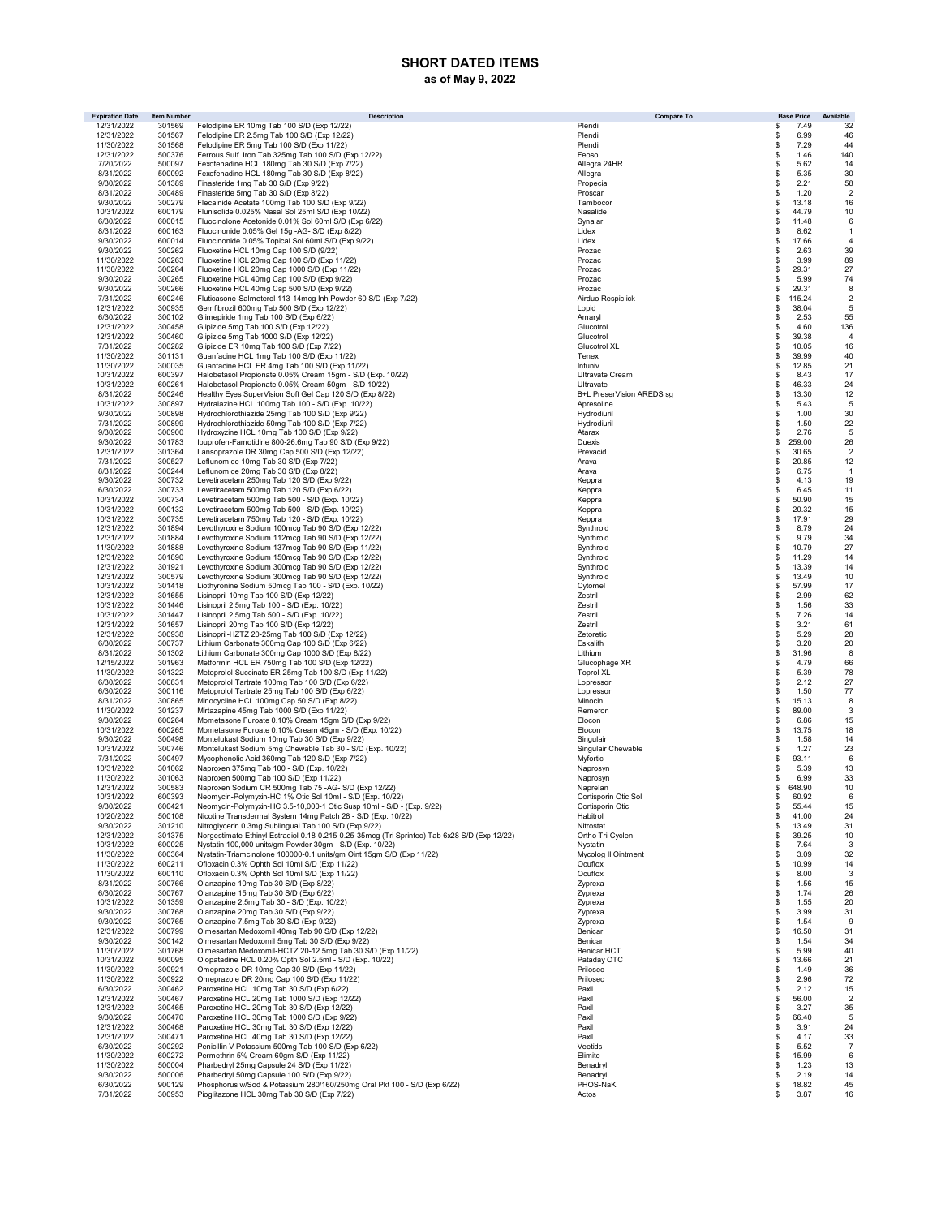# SHORT DATED ITEMS

**as of May 9, 2022**

| Expiration Date | Item Number | Description | Compare To | Base Price | Available |
|---|---|---|---|---|---|
| 12/31/2022 | 301569 | Felodipine ER 10mg Tab 100 S/D (Exp 12/22) | Plendil | $ 7.49 | 32 |
| 12/31/2022 | 301567 | Felodipine ER 2.5mg Tab 100 S/D (Exp 12/22) | Plendil | $ 6.99 | 46 |
| 11/30/2022 | 301568 | Felodipine ER 5mg Tab 100 S/D (Exp 11/22) | Plendil | $ 7.29 | 44 |
| 12/31/2022 | 500376 | Ferrous Sulf. Iron Tab 325mg Tab 100 S/D (Exp 12/22) | Feosol | $ 1.46 | 140 |
| 7/20/2022 | 500097 | Fexofenadine HCL 180mg Tab 30 S/D (Exp 7/22) | Allegra 24HR | $ 5.62 | 14 |
| 8/31/2022 | 500092 | Fexofenadine HCL 180mg Tab 30 S/D (Exp 8/22) | Allegra | $ 5.35 | 30 |
| 9/30/2022 | 301389 | Finasteride 1mg Tab 30 S/D (Exp 9/22) | Propecia | $ 2.21 | 58 |
| 8/31/2022 | 300489 | Finasteride 5mg Tab 30 S/D (Exp 8/22) | Proscar | $ 1.20 | 2 |
| 9/30/2022 | 300279 | Flecainide Acetate 100mg Tab 100 S/D (Exp 9/22) | Tambocor | $ 13.18 | 16 |
| 10/31/2022 | 600179 | Flunisolide 0.025% Nasal Sol 25ml S/D (Exp 10/22) | Nasalide | $ 44.79 | 10 |
| 6/30/2022 | 600015 | Fluocinolone Acetonide 0.01% Sol 60ml S/D (Exp 6/22) | Synalar | $ 11.48 | 6 |
| 8/31/2022 | 600163 | Fluocinonide 0.05% Gel 15g -AG- S/D (Exp 8/22) | Lidex | $ 8.62 | 1 |
| 9/30/2022 | 600014 | Fluocinonide 0.05% Topical Sol 60ml S/D (Exp 9/22) | Lidex | $ 17.66 | 4 |
| 9/30/2022 | 300262 | Fluoxetine HCL 10mg Cap 100 S/D (9/22) | Prozac | $ 2.63 | 39 |
| 11/30/2022 | 300263 | Fluoxetine HCL 20mg Cap 100 S/D (Exp 11/22) | Prozac | $ 3.99 | 89 |
| 11/30/2022 | 300264 | Fluoxetine HCL 20mg Cap 1000 S/D (Exp 11/22) | Prozac | $ 29.31 | 27 |
| 9/30/2022 | 300265 | Fluoxetine HCL 40mg Cap 100 S/D (Exp 9/22) | Prozac | $ 5.99 | 74 |
| 9/30/2022 | 300266 | Fluoxetine HCL 40mg Cap 500 S/D (Exp 9/22) | Prozac | $ 29.31 | 8 |
| 7/31/2022 | 600246 | Fluticasone-Salmeterol 113-14mcg Inh Powder 60 S/D (Exp 7/22) | Airduo Respiclick | $ 115.24 | 2 |
| 12/31/2022 | 300935 | Gemfibrozil 600mg Tab 500 S/D (Exp 12/22) | Lopid | $ 38.04 | 5 |
| 6/30/2022 | 300102 | Glimepiride 1mg Tab 100 S/D (Exp 6/22) | Amaryl | $ 2.53 | 55 |
| 12/31/2022 | 300458 | Glipizide 5mg Tab 100 S/D (Exp 12/22) | Glucotrol | $ 4.60 | 136 |
| 12/31/2022 | 300460 | Glipizide 5mg Tab 1000 S/D (Exp 12/22) | Glucotrol | $ 39.38 | 4 |
| 7/31/2022 | 300282 | Glipizide ER 10mg Tab 100 S/D (Exp 7/22) | Glucotrol XL | $ 10.05 | 16 |
| 11/30/2022 | 301131 | Guanfacine HCL 1mg Tab 100 S/D (Exp 11/22) | Tenex | $ 39.99 | 40 |
| 11/30/2022 | 300035 | Guanfacine HCL ER 4mg Tab 100 S/D (Exp 11/22) | Intuniv | $ 12.85 | 21 |
| 10/31/2022 | 600397 | Halobetasol Propionate 0.05% Cream 15gm - S/D (Exp. 10/22) | Ultravate Cream | $ 8.43 | 17 |
| 10/31/2022 | 600261 | Halobetasol Propionate 0.05% Cream 50gm - S/D 10/22) | Ultravate | $ 46.33 | 24 |
| 8/31/2022 | 500246 | Healthy Eyes SuperVision Soft Gel Cap 120 S/D (Exp 8/22) | B+L PreserVision AREDS sg | $ 13.30 | 12 |
| 10/31/2022 | 300897 | Hydralazine HCL 100mg Tab 100 - S/D (Exp. 10/22) | Apresoline | $ 5.43 | 5 |
| 9/30/2022 | 300898 | Hydrochlorothiazide 25mg Tab 100 S/D (Exp 9/22) | Hydrodiuril | $ 1.00 | 30 |
| 7/31/2022 | 300899 | Hydrochlorothiazide 50mg Tab 100 S/D (Exp 7/22) | Hydrodiuril | $ 1.50 | 22 |
| 9/30/2022 | 300900 | Hydroxyzine HCL 10mg Tab 100 S/D (Exp 9/22) | Atarax | $ 2.76 | 5 |
| 9/30/2022 | 301783 | Ibuprofen-Famotidine 800-26.6mg Tab 90 S/D (Exp 9/22) | Duexis | $ 259.00 | 26 |
| 12/31/2022 | 301364 | Lansoprazole DR 30mg Cap 500 S/D (Exp 12/22) | Prevacid | $ 30.65 | 2 |
| 7/31/2022 | 300527 | Leflunomide 10mg Tab 30 S/D (Exp 7/22) | Arava | $ 20.85 | 12 |
| 8/31/2022 | 300244 | Leflunomide 20mg Tab 30 S/D (Exp 8/22) | Arava | $ 6.75 | 1 |
| 9/30/2022 | 300732 | Levetiracetam 250mg Tab 120 S/D (Exp 9/22) | Keppra | $ 4.13 | 19 |
| 6/30/2022 | 300733 | Levetiracetam 500mg Tab 120 S/D (Exp 6/22) | Keppra | $ 6.45 | 11 |
| 10/31/2022 | 300734 | Levetiracetam 500mg Tab 500 - S/D (Exp. 10/22) | Keppra | $ 50.90 | 15 |
| 10/31/2022 | 900132 | Levetiracetam 500mg Tab 500 - S/D (Exp. 10/22) | Keppra | $ 20.32 | 15 |
| 10/31/2022 | 300735 | Levetiracetam 750mg Tab 120 - S/D (Exp. 10/22) | Keppra | $ 17.91 | 29 |
| 12/31/2022 | 301894 | Levothyroxine Sodium 100mcg Tab 90 S/D (Exp 12/22) | Synthroid | $ 8.79 | 24 |
| 12/31/2022 | 301884 | Levothyroxine Sodium 112mcg Tab 90 S/D (Exp 12/22) | Synthroid | $ 9.79 | 34 |
| 11/30/2022 | 301888 | Levothyroxine Sodium 137mcg Tab 90 S/D (Exp 11/22) | Synthroid | $ 10.79 | 27 |
| 12/31/2022 | 301890 | Levothyroxine Sodium 150mcg Tab 90 S/D (Exp 12/22) | Synthroid | $ 11.29 | 14 |
| 12/31/2022 | 301921 | Levothyroxine Sodium 300mcg Tab 90 S/D (Exp 12/22) | Synthroid | $ 13.39 | 14 |
| 12/31/2022 | 300579 | Levothyroxine Sodium 300mcg Tab 90 S/D (Exp 12/22) | Synthroid | $ 13.49 | 10 |
| 10/31/2022 | 301418 | Liothyronine Sodium 50mcg Tab 100 - S/D (Exp. 10/22) | Cytomel | $ 57.99 | 17 |
| 12/31/2022 | 301655 | Lisinopril 10mg Tab 100 S/D (Exp 12/22) | Zestril | $ 2.99 | 62 |
| 10/31/2022 | 301446 | Lisinopril 2.5mg Tab 100 - S/D (Exp. 10/22) | Zestril | $ 1.56 | 33 |
| 10/31/2022 | 301447 | Lisinopril 2.5mg Tab 500 - S/D (Exp. 10/22) | Zestril | $ 7.26 | 14 |
| 12/31/2022 | 301657 | Lisinopril 20mg Tab 100 S/D (Exp 12/22) | Zestril | $ 3.21 | 61 |
| 12/31/2022 | 300938 | Lisinopril-HZTZ 20-25mg Tab 100 S/D (Exp 12/22) | Zetoretic | $ 5.29 | 28 |
| 6/30/2022 | 300737 | Lithium Carbonate 300mg Cap 100 S/D (Exp 6/22) | Eskalith | $ 3.20 | 20 |
| 8/31/2022 | 301302 | Lithium Carbonate 300mg Cap 1000 S/D (Exp 8/22) | Lithium | $ 31.96 | 8 |
| 12/15/2022 | 301963 | Metformin HCL ER 750mg Tab 100 S/D (Exp 12/22) | Glucophage XR | $ 4.79 | 66 |
| 11/30/2022 | 301322 | Metoprolol Succinate ER 25mg Tab 100 S/D (Exp 11/22) | Toprol XL | $ 5.39 | 78 |
| 6/30/2022 | 300831 | Metoprolol Tartrate 100mg Tab 100 S/D (Exp 6/22) | Lopressor | $ 2.12 | 27 |
| 6/30/2022 | 300116 | Metoprolol Tartrate 25mg Tab 100 S/D (Exp 6/22) | Lopressor | $ 1.50 | 77 |
| 8/31/2022 | 300865 | Minocycline HCL 100mg Cap 50 S/D (Exp 8/22) | Minocin | $ 15.13 | 8 |
| 11/30/2022 | 301237 | Mirtazapine 45mg Tab 1000 S/D (Exp 11/22) | Remeron | $ 89.00 | 3 |
| 9/30/2022 | 600264 | Mometasone Furoate 0.10% Cream 15gm S/D (Exp 9/22) | Elocon | $ 6.86 | 15 |
| 10/31/2022 | 600265 | Mometasone Furoate 0.10% Cream 45gm - S/D (Exp. 10/22) | Elocon | $ 13.75 | 18 |
| 9/30/2022 | 300498 | Montelukast Sodium 10mg Tab 30 S/D (Exp 9/22) | Singulair | $ 1.58 | 14 |
| 10/31/2022 | 300746 | Montelukast Sodium 5mg Chewable Tab 30 - S/D (Exp. 10/22) | Singulair Chewable | $ 1.27 | 23 |
| 7/31/2022 | 300497 | Mycophenolic Acid 360mg Tab 120 S/D (Exp 7/22) | Myfortic | $ 93.11 | 6 |
| 10/31/2022 | 301062 | Naproxen 375mg Tab 100 - S/D (Exp. 10/22) | Naprosyn | $ 5.39 | 13 |
| 11/30/2022 | 301063 | Naproxen 500mg Tab 100 S/D (Exp 11/22) | Naprosyn | $ 6.99 | 33 |
| 12/31/2022 | 300583 | Naproxen Sodium CR 500mg Tab 75 -AG- S/D (Exp 12/22) | Naprelan | $ 648.90 | 10 |
| 10/31/2022 | 600393 | Neomycin-Polymyxin-HC 1% Otic Sol 10ml - S/D (Exp. 10/22) | Cortisporin Otic Sol | $ 60.92 | 6 |
| 9/30/2022 | 600421 | Neomycin-Polymyxin-HC 3.5-10,000-1 Otic Susp 10ml - S/D - (Exp. 9/22) | Cortisporin Otic | $ 55.44 | 15 |
| 10/20/2022 | 500108 | Nicotine Transdermal System 14mg Patch 28 - S/D (Exp. 10/22) | Habitrol | $ 41.00 | 24 |
| 9/30/2022 | 301210 | Nitroglycerin 0.3mg Sublingual Tab 100 S/D (Exp 9/22) | Nitrostat | $ 13.49 | 31 |
| 12/31/2022 | 301375 | Norgestimate-Ethinyl Estradiol 0.18-0.215-0.25-35mcg (Tri Sprintec) Tab 6x28 S/D (Exp 12/22) | Ortho Tri-Cyclen | $ 39.25 | 10 |
| 10/31/2022 | 600025 | Nystatin 100,000 units/gm Powder 30gm - S/D (Exp. 10/22) | Nystatin | $ 7.64 | 3 |
| 11/30/2022 | 600364 | Nystatin-Triamcinolone 100000-0.1 units/gm Oint 15gm S/D (Exp 11/22) | Mycolog II Ointment | $ 3.09 | 32 |
| 11/30/2022 | 600211 | Ofloxacin 0.3% Ophth Sol 10ml S/D (Exp 11/22) | Ocuflox | $ 10.99 | 14 |
| 11/30/2022 | 600110 | Ofloxacin 0.3% Ophth Sol 10ml S/D (Exp 11/22) | Ocuflox | $ 8.00 | 3 |
| 8/31/2022 | 300766 | Olanzapine 10mg Tab 30 S/D (Exp 8/22) | Zyprexa | $ 1.56 | 15 |
| 6/30/2022 | 300767 | Olanzapine 15mg Tab 30 S/D (Exp 6/22) | Zyprexa | $ 1.74 | 26 |
| 10/31/2022 | 301359 | Olanzapine 2.5mg Tab 30 - S/D (Exp. 10/22) | Zyprexa | $ 1.55 | 20 |
| 9/30/2022 | 300768 | Olanzapine 20mg Tab 30 S/D (Exp 9/22) | Zyprexa | $ 3.99 | 31 |
| 9/30/2022 | 300765 | Olanzapine 7.5mg Tab 30 S/D (Exp 9/22) | Zyprexa | $ 1.54 | 9 |
| 12/31/2022 | 300799 | Olmesartan Medoxomil 40mg Tab 90 S/D (Exp 12/22) | Benicar | $ 16.50 | 31 |
| 9/30/2022 | 300142 | Olmesartan Medoxomil 5mg Tab 30 S/D (Exp 9/22) | Benicar | $ 1.54 | 34 |
| 11/30/2022 | 301768 | Olmesartan Medoxomil-HCTZ 20-12.5mg Tab 30 S/D (Exp 11/22) | Benicar HCT | $ 5.99 | 40 |
| 10/31/2022 | 500095 | Olopatadine HCL 0.20% Opth Sol 2.5ml - S/D (Exp. 10/22) | Pataday OTC | $ 13.66 | 21 |
| 11/30/2022 | 300921 | Omeprazole DR 10mg Cap 30 S/D (Exp 11/22) | Prilosec | $ 1.49 | 36 |
| 11/30/2022 | 300922 | Omeprazole DR 20mg Cap 100 S/D (Exp 11/22) | Prilosec | $ 2.96 | 72 |
| 6/30/2022 | 300462 | Paroxetine HCL 10mg Tab 30 S/D (Exp 6/22) | Paxil | $ 2.12 | 15 |
| 12/31/2022 | 300467 | Paroxetine HCL 20mg Tab 1000 S/D (Exp 12/22) | Paxil | $ 56.00 | 2 |
| 12/31/2022 | 300465 | Paroxetine HCL 20mg Tab 30 S/D (Exp 12/22) | Paxil | $ 3.27 | 35 |
| 9/30/2022 | 300470 | Paroxetine HCL 30mg Tab 1000 S/D (Exp 9/22) | Paxil | $ 66.40 | 5 |
| 12/31/2022 | 300468 | Paroxetine HCL 30mg Tab 30 S/D (Exp 12/22) | Paxil | $ 3.91 | 24 |
| 12/31/2022 | 300471 | Paroxetine HCL 40mg Tab 30 S/D (Exp 12/22) | Paxil | $ 4.17 | 33 |
| 6/30/2022 | 300292 | Penicillin V Potassium 500mg Tab 100 S/D (Exp 6/22) | Veetids | $ 5.52 | 7 |
| 11/30/2022 | 600272 | Permethrin 5% Cream 60gm S/D (Exp 11/22) | Elimite | $ 15.99 | 6 |
| 11/30/2022 | 500004 | Pharbedryl 25mg Capsule 24 S/D (Exp 11/22) | Benadryl | $ 1.23 | 13 |
| 9/30/2022 | 500006 | Pharbedryl 50mg Capsule 100 S/D (Exp 9/22) | Benadryl | $ 2.19 | 14 |
| 6/30/2022 | 900129 | Phosphorus w/Sod & Potassium 280/160/250mg Oral Pkt 100 - S/D (Exp 6/22) | PHOS-NaK | $ 18.82 | 45 |
| 7/31/2022 | 300953 | Pioglitazone HCL 30mg Tab 30 S/D (Exp 7/22) | Actos | $ 3.87 | 16 |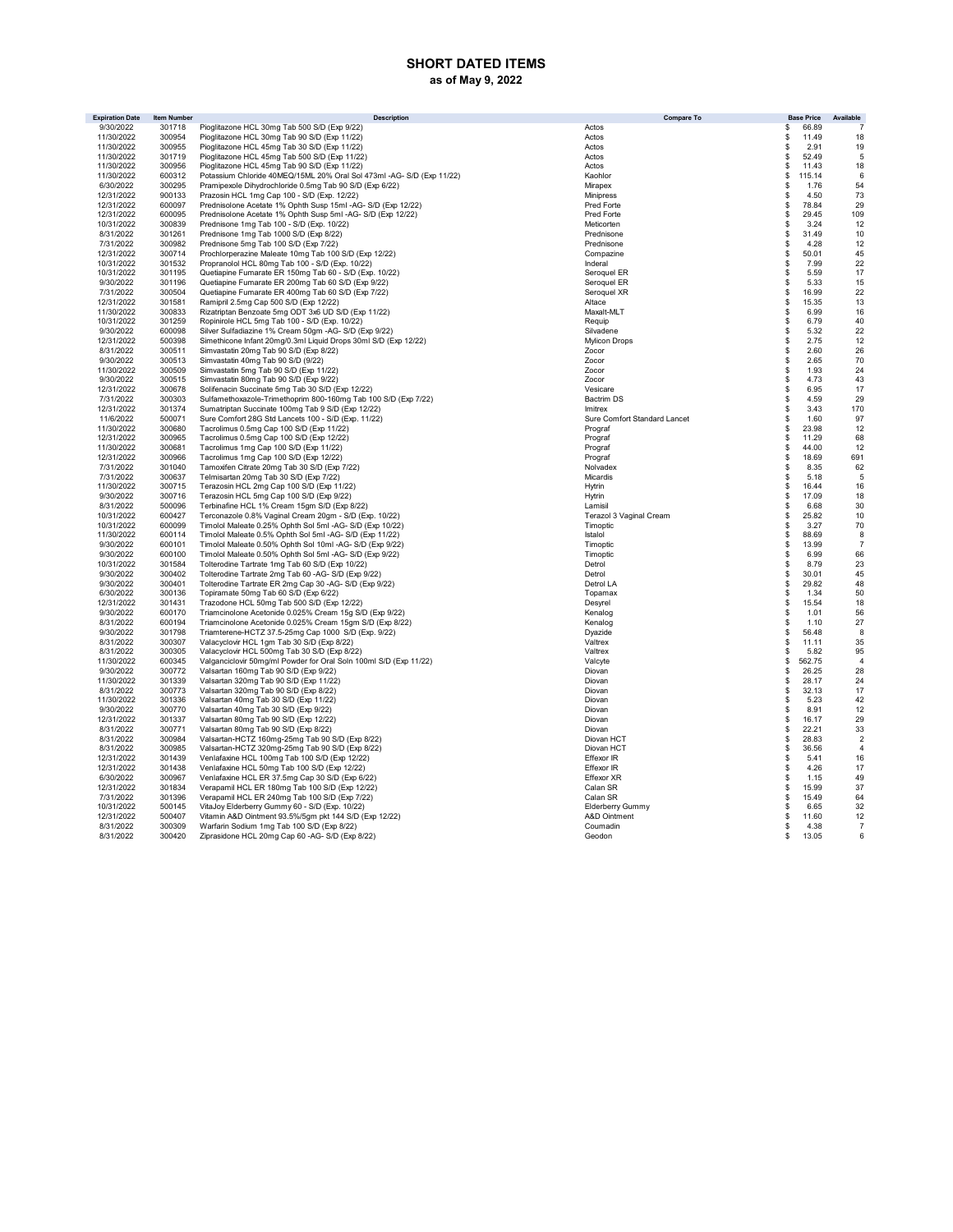# SHORT DATED ITEMS

**as of May 9, 2022**

| Expiration Date | Item Number | Description | Compare To | Base Price | Available |
|---|---|---|---|---|---|
| 9/30/2022 | 301718 | Pioglitazone HCL 30mg Tab 500 S/D (Exp 9/22) | Actos | $ 66.89 | 7 |
| 11/30/2022 | 300954 | Pioglitazone HCL 30mg Tab 90 S/D (Exp 11/22) | Actos | $ 11.49 | 18 |
| 11/30/2022 | 300955 | Pioglitazone HCL 45mg Tab 30 S/D (Exp 11/22) | Actos | $ 2.91 | 19 |
| 11/30/2022 | 301719 | Pioglitazone HCL 45mg Tab 500 S/D (Exp 11/22) | Actos | $ 52.49 | 5 |
| 11/30/2022 | 300956 | Pioglitazone HCL 45mg Tab 90 S/D (Exp 11/22) | Actos | $ 11.43 | 18 |
| 11/30/2022 | 600312 | Potassium Chloride 40MEQ/15ML 20% Oral Sol 473ml -AG- S/D (Exp 11/22) | Kaohlor | $ 115.14 | 6 |
| 6/30/2022 | 300295 | Pramipexole Dihydrochloride 0.5mg Tab 90 S/D (Exp 6/22) | Mirapex | $ 1.76 | 54 |
| 12/31/2022 | 900133 | Prazosin HCL 1mg Cap 100 - S/D (Exp. 12/22) | Minipress | $ 4.50 | 73 |
| 12/31/2022 | 600097 | Prednisolone Acetate 1% Ophth Susp 15ml -AG- S/D (Exp 12/22) | Pred Forte | $ 78.84 | 29 |
| 12/31/2022 | 600095 | Prednisolone Acetate 1% Ophth Susp 5ml -AG- S/D (Exp 12/22) | Pred Forte | $ 29.45 | 109 |
| 10/31/2022 | 300839 | Prednisone 1mg Tab 100 - S/D (Exp. 10/22) | Meticorten | $ 3.24 | 12 |
| 8/31/2022 | 301261 | Prednisone 1mg Tab 1000 S/D (Exp 8/22) | Prednisone | $ 31.49 | 10 |
| 7/31/2022 | 300982 | Prednisone 5mg Tab 100 S/D (Exp 7/22) | Prednisone | $ 4.28 | 12 |
| 12/31/2022 | 300714 | Prochlorperazine Maleate 10mg Tab 100 S/D (Exp 12/22) | Compazine | $ 50.01 | 45 |
| 10/31/2022 | 301532 | Propranolol HCL 80mg Tab 100 - S/D (Exp. 10/22) | Inderal | $ 7.99 | 22 |
| 10/31/2022 | 301195 | Quetiapine Fumarate ER 150mg Tab 60 - S/D (Exp. 10/22) | Seroquel ER | $ 5.59 | 17 |
| 9/30/2022 | 301196 | Quetiapine Fumarate ER 200mg Tab 60 S/D (Exp 9/22) | Seroquel ER | $ 5.33 | 15 |
| 7/31/2022 | 300504 | Quetiapine Fumarate ER 400mg Tab 60 S/D (Exp 7/22) | Seroquel XR | $ 16.99 | 22 |
| 12/31/2022 | 301581 | Ramipril 2.5mg Cap 500 S/D (Exp 12/22) | Altace | $ 15.35 | 13 |
| 11/30/2022 | 300833 | Rizatriptan Benzoate 5mg ODT 3x6 UD S/D (Exp 11/22) | Maxalt-MLT | $ 6.99 | 16 |
| 10/31/2022 | 301259 | Ropinirole HCL 5mg Tab 100 - S/D (Exp. 10/22) | Requip | $ 6.79 | 40 |
| 9/30/2022 | 600098 | Silver Sulfadiazine 1% Cream 50gm -AG- S/D (Exp 9/22) | Silvadene | $ 5.32 | 22 |
| 12/31/2022 | 500398 | Simethicone Infant 20mg/0.3ml Liquid Drops 30ml S/D (Exp 12/22) | Mylicon Drops | $ 2.75 | 12 |
| 8/31/2022 | 300511 | Simvastatin 20mg Tab 90 S/D (Exp 8/22) | Zocor | $ 2.60 | 26 |
| 9/30/2022 | 300513 | Simvastatin 40mg Tab 90 S/D (9/22) | Zocor | $ 2.65 | 70 |
| 11/30/2022 | 300509 | Simvastatin 5mg Tab 90 S/D (Exp 11/22) | Zocor | $ 1.93 | 24 |
| 9/30/2022 | 300515 | Simvastatin 80mg Tab 90 S/D (Exp 9/22) | Zocor | $ 4.73 | 43 |
| 12/31/2022 | 300678 | Solifenacin Succinate 5mg Tab 30 S/D (Exp 12/22) | Vesicare | $ 6.95 | 17 |
| 7/31/2022 | 300303 | Sulfamethoxazole-Trimethoprim 800-160mg Tab 100 S/D (Exp 7/22) | Bactrim DS | $ 4.59 | 29 |
| 12/31/2022 | 301374 | Sumatriptan Succinate 100mg Tab 9 S/D (Exp 12/22) | Imitrex | $ 3.43 | 170 |
| 11/6/2022 | 500071 | Sure Comfort 28G Std Lancets 100 - S/D (Exp. 11/22) | Sure Comfort Standard Lancet | $ 1.60 | 97 |
| 11/30/2022 | 300680 | Tacrolimus 0.5mg Cap 100 S/D (Exp 11/22) | Prograf | $ 23.98 | 12 |
| 12/31/2022 | 300965 | Tacrolimus 0.5mg Cap 100 S/D (Exp 12/22) | Prograf | $ 11.29 | 68 |
| 11/30/2022 | 300681 | Tacrolimus 1mg Cap 100 S/D (Exp 11/22) | Prograf | $ 44.00 | 12 |
| 12/31/2022 | 300966 | Tacrolimus 1mg Cap 100 S/D (Exp 12/22) | Prograf | $ 18.69 | 691 |
| 7/31/2022 | 301040 | Tamoxifen Citrate 20mg Tab 30 S/D (Exp 7/22) | Nolvadex | $ 8.35 | 62 |
| 7/31/2022 | 300637 | Telmisartan 20mg Tab 30 S/D (Exp 7/22) | Micardis | $ 5.18 | 5 |
| 11/30/2022 | 300715 | Terazosin HCL 2mg Cap 100 S/D (Exp 11/22) | Hytrin | $ 16.44 | 16 |
| 9/30/2022 | 300716 | Terazosin HCL 5mg Cap 100 S/D (Exp 9/22) | Hytrin | $ 17.09 | 18 |
| 8/31/2022 | 500096 | Terbinafine HCL 1% Cream 15gm S/D (Exp 8/22) | Lamisil | $ 6.68 | 30 |
| 10/31/2022 | 600427 | Terconazole 0.8% Vaginal Cream 20gm - S/D (Exp. 10/22) | Terazol 3 Vaginal Cream | $ 25.82 | 10 |
| 10/31/2022 | 600099 | Timolol Maleate 0.25% Ophth Sol 5ml -AG- S/D (Exp 10/22) | Timoptic | $ 3.27 | 70 |
| 11/30/2022 | 600114 | Timolol Maleate 0.5% Ophth Sol 5ml -AG- S/D (Exp 11/22) | Istalol | $ 88.69 | 8 |
| 9/30/2022 | 600101 | Timolol Maleate 0.50% Ophth Sol 10ml -AG- S/D (Exp 9/22) | Timoptic | $ 13.99 | 7 |
| 9/30/2022 | 600100 | Timolol Maleate 0.50% Ophth Sol 5ml -AG- S/D (Exp 9/22) | Timoptic | $ 6.99 | 66 |
| 10/31/2022 | 301584 | Tolterodine Tartrate 1mg Tab 60 S/D (Exp 10/22) | Detrol | $ 8.79 | 23 |
| 9/30/2022 | 300402 | Tolterodine Tartrate 2mg Tab 60 -AG- S/D (Exp 9/22) | Detrol | $ 30.01 | 45 |
| 9/30/2022 | 300401 | Tolterodine Tartrate ER 2mg Cap 30 -AG- S/D (Exp 9/22) | Detrol LA | $ 29.82 | 48 |
| 6/30/2022 | 300136 | Topiramate 50mg Tab 60 S/D (Exp 6/22) | Topamax | $ 1.34 | 50 |
| 12/31/2022 | 301431 | Trazodone HCL 50mg Tab 500 S/D (Exp 12/22) | Desyrel | $ 15.54 | 18 |
| 9/30/2022 | 600170 | Triamcinolone Acetonide 0.025% Cream 15g S/D (Exp 9/22) | Kenalog | $ 1.01 | 56 |
| 8/31/2022 | 600194 | Triamcinolone Acetonide 0.025% Cream 15gm S/D (Exp 8/22) | Kenalog | $ 1.10 | 27 |
| 9/30/2022 | 301798 | Triamterene-HCTZ 37.5-25mg Cap 1000 S/D (Exp. 9/22) | Dyazide | $ 56.48 | 8 |
| 8/31/2022 | 300307 | Valacyclovir HCL 1gm Tab 30 S/D (Exp 8/22) | Valtrex | $ 11.11 | 35 |
| 8/31/2022 | 300305 | Valacyclovir HCL 500mg Tab 30 S/D (Exp 8/22) | Valtrex | $ 5.82 | 95 |
| 11/30/2022 | 600345 | Valganciclovir 50mg/ml Powder for Oral Soln 100ml S/D (Exp 11/22) | Valcyte | $ 562.75 | 4 |
| 9/30/2022 | 300772 | Valsartan 160mg Tab 90 S/D (Exp 9/22) | Diovan | $ 26.25 | 28 |
| 11/30/2022 | 301339 | Valsartan 320mg Tab 90 S/D (Exp 11/22) | Diovan | $ 28.17 | 24 |
| 8/31/2022 | 300773 | Valsartan 320mg Tab 90 S/D (Exp 8/22) | Diovan | $ 32.13 | 17 |
| 11/30/2022 | 301336 | Valsartan 40mg Tab 30 S/D (Exp 11/22) | Diovan | $ 5.23 | 42 |
| 9/30/2022 | 300770 | Valsartan 40mg Tab 30 S/D (Exp 9/22) | Diovan | $ 8.91 | 12 |
| 12/31/2022 | 301337 | Valsartan 80mg Tab 90 S/D (Exp 12/22) | Diovan | $ 16.17 | 29 |
| 8/31/2022 | 300771 | Valsartan 80mg Tab 90 S/D (Exp 8/22) | Diovan | $ 22.21 | 33 |
| 8/31/2022 | 300984 | Valsartan-HCTZ 160mg-25mg Tab 90 S/D (Exp 8/22) | Diovan HCT | $ 28.83 | 2 |
| 8/31/2022 | 300985 | Valsartan-HCTZ 320mg-25mg Tab 90 S/D (Exp 8/22) | Diovan HCT | $ 36.56 | 4 |
| 12/31/2022 | 301439 | Venlafaxine HCL 100mg Tab 100 S/D (Exp 12/22) | Effexor IR | $ 5.41 | 16 |
| 12/31/2022 | 301438 | Venlafaxine HCL 50mg Tab 100 S/D (Exp 12/22) | Effexor IR | $ 4.26 | 17 |
| 6/30/2022 | 300967 | Venlafaxine HCL ER 37.5mg Cap 30 S/D (Exp 6/22) | Effexor XR | $ 1.15 | 49 |
| 12/31/2022 | 301834 | Verapamil HCL ER 180mg Tab 100 S/D (Exp 12/22) | Calan SR | $ 15.99 | 37 |
| 7/31/2022 | 301396 | Verapamil HCL ER 240mg Tab 100 S/D (Exp 7/22) | Calan SR | $ 15.49 | 64 |
| 10/31/2022 | 500145 | VitaJoy Elderberry Gummy 60 - S/D (Exp. 10/22) | Elderberry Gummy | $ 6.65 | 32 |
| 12/31/2022 | 500407 | Vitamin A&D Ointment 93.5%/5gm pkt 144 S/D (Exp 12/22) | A&D Ointment | $ 11.60 | 12 |
| 8/31/2022 | 300309 | Warfarin Sodium 1mg Tab 100 S/D (Exp 8/22) | Coumadin | $ 4.38 | 7 |
| 8/31/2022 | 300420 | Ziprasidone HCL 20mg Cap 60 -AG- S/D (Exp 8/22) | Geodon | $ 13.05 | 6 |